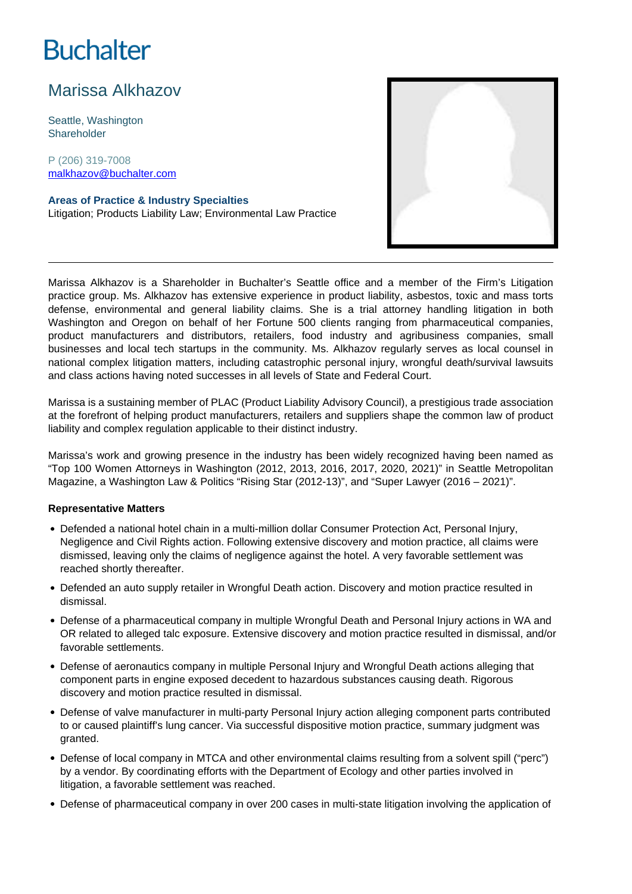Buchalter

# Marissa Alkhazov

Seattle, Washington
Shareholder

P (206) 319-7008
malkhazov@buchalter.com

**Areas of Practice & Industry Specialties**
Litigation; Products Liability Law; Environmental Law Practice

---

Marissa Alkhazov is a Shareholder in Buchalter's Seattle office and a member of the Firm's Litigation practice group. Ms. Alkhazov has extensive experience in product liability, asbestos, toxic and mass torts defense, environmental and general liability claims. She is a trial attorney handling litigation in both Washington and Oregon on behalf of her Fortune 500 clients ranging from pharmaceutical companies, product manufacturers and distributors, retailers, food industry and agribusiness companies, small businesses and local tech startups in the community. Ms. Alkhazov regularly serves as local counsel in national complex litigation matters, including catastrophic personal injury, wrongful death/survival lawsuits and class actions having noted successes in all levels of State and Federal Court.

Marissa is a sustaining member of PLAC (Product Liability Advisory Council), a prestigious trade association at the forefront of helping product manufacturers, retailers and suppliers shape the common law of product liability and complex regulation applicable to their distinct industry.

Marissa's work and growing presence in the industry has been widely recognized having been named as "Top 100 Women Attorneys in Washington (2012, 2013, 2016, 2017, 2020, 2021)" in Seattle Metropolitan Magazine, a Washington Law & Politics "Rising Star (2012-13)", and "Super Lawyer (2016 – 2021)".

**Representative Matters**

- Defended a national hotel chain in a multi-million dollar Consumer Protection Act, Personal Injury, Negligence and Civil Rights action. Following extensive discovery and motion practice, all claims were dismissed, leaving only the claims of negligence against the hotel. A very favorable settlement was reached shortly thereafter.
- Defended an auto supply retailer in Wrongful Death action. Discovery and motion practice resulted in dismissal.
- Defense of a pharmaceutical company in multiple Wrongful Death and Personal Injury actions in WA and OR related to alleged talc exposure. Extensive discovery and motion practice resulted in dismissal, and/or favorable settlements.
- Defense of aeronautics company in multiple Personal Injury and Wrongful Death actions alleging that component parts in engine exposed decedent to hazardous substances causing death. Rigorous discovery and motion practice resulted in dismissal.
- Defense of valve manufacturer in multi-party Personal Injury action alleging component parts contributed to or caused plaintiff's lung cancer. Via successful dispositive motion practice, summary judgment was granted.
- Defense of local company in MTCA and other environmental claims resulting from a solvent spill ("perc") by a vendor. By coordinating efforts with the Department of Ecology and other parties involved in litigation, a favorable settlement was reached.
- Defense of pharmaceutical company in over 200 cases in multi-state litigation involving the application of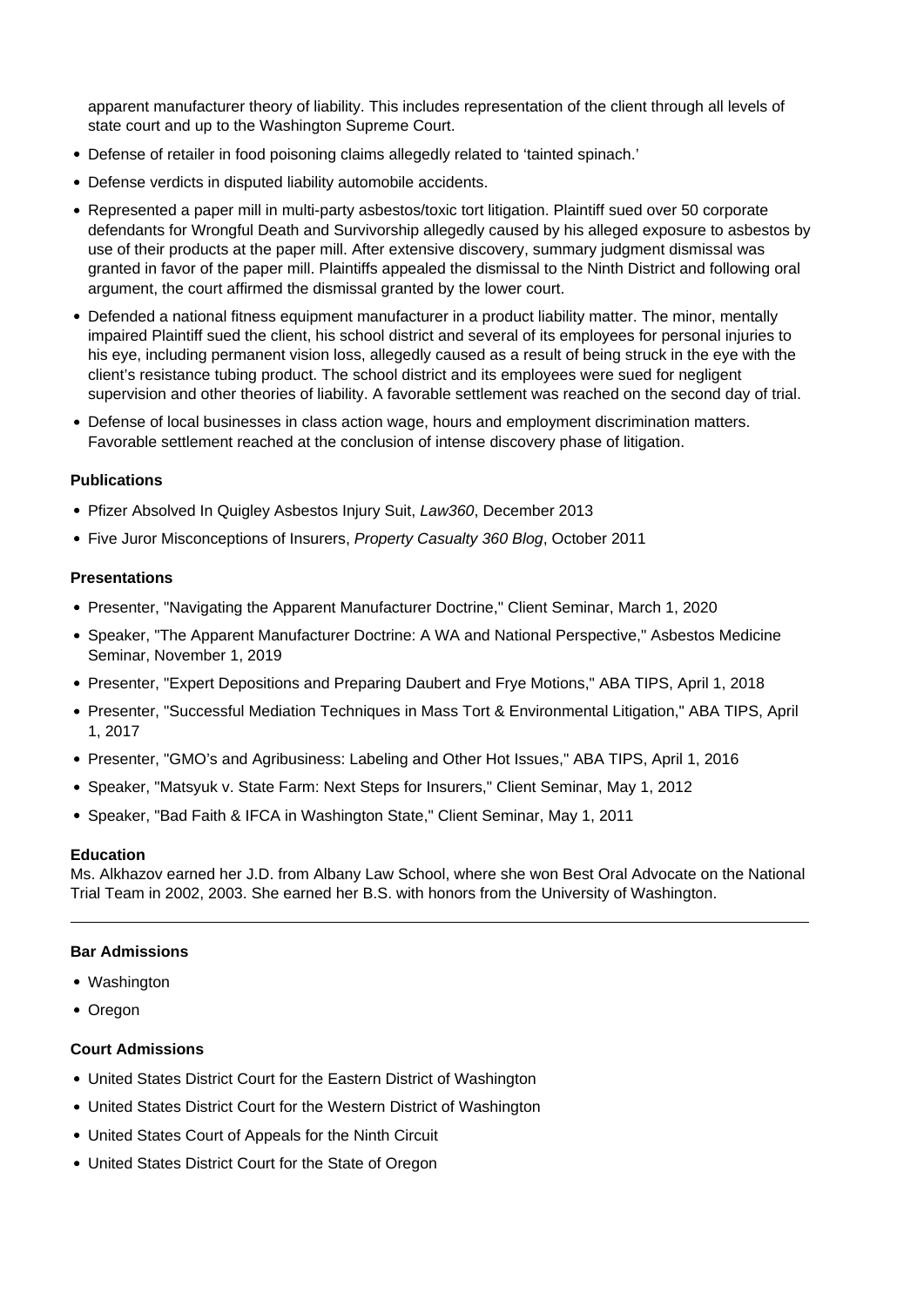apparent manufacturer theory of liability. This includes representation of the client through all levels of state court and up to the Washington Supreme Court.

- Defense of retailer in food poisoning claims allegedly related to 'tainted spinach.'
- Defense verdicts in disputed liability automobile accidents.
- Represented a paper mill in multi-party asbestos/toxic tort litigation. Plaintiff sued over 50 corporate defendants for Wrongful Death and Survivorship allegedly caused by his alleged exposure to asbestos by use of their products at the paper mill. After extensive discovery, summary judgment dismissal was granted in favor of the paper mill. Plaintiffs appealed the dismissal to the Ninth District and following oral argument, the court affirmed the dismissal granted by the lower court.
- Defended a national fitness equipment manufacturer in a product liability matter. The minor, mentally impaired Plaintiff sued the client, his school district and several of its employees for personal injuries to his eye, including permanent vision loss, allegedly caused as a result of being struck in the eye with the client's resistance tubing product. The school district and its employees were sued for negligent supervision and other theories of liability. A favorable settlement was reached on the second day of trial.
- Defense of local businesses in class action wage, hours and employment discrimination matters. Favorable settlement reached at the conclusion of intense discovery phase of litigation.

### Publications

- Pfizer Absolved In Quigley Asbestos Injury Suit, *Law360*, December 2013
- Five Juror Misconceptions of Insurers, *Property Casualty 360 Blog*, October 2011

### Presentations

- Presenter, "Navigating the Apparent Manufacturer Doctrine," Client Seminar, March 1, 2020
- Speaker, "The Apparent Manufacturer Doctrine: A WA and National Perspective," Asbestos Medicine Seminar, November 1, 2019
- Presenter, "Expert Depositions and Preparing Daubert and Frye Motions," ABA TIPS, April 1, 2018
- Presenter, "Successful Mediation Techniques in Mass Tort & Environmental Litigation," ABA TIPS, April 1, 2017
- Presenter, "GMO's and Agribusiness: Labeling and Other Hot Issues," ABA TIPS, April 1, 2016
- Speaker, "Matsyuk v. State Farm: Next Steps for Insurers," Client Seminar, May 1, 2012
- Speaker, "Bad Faith & IFCA in Washington State," Client Seminar, May 1, 2011

### Education

Ms. Alkhazov earned her J.D. from Albany Law School, where she won Best Oral Advocate on the National Trial Team in 2002, 2003. She earned her B.S. with honors from the University of Washington.

---

### Bar Admissions

- Washington
- Oregon

### Court Admissions

- United States District Court for the Eastern District of Washington
- United States District Court for the Western District of Washington
- United States Court of Appeals for the Ninth Circuit
- United States District Court for the State of Oregon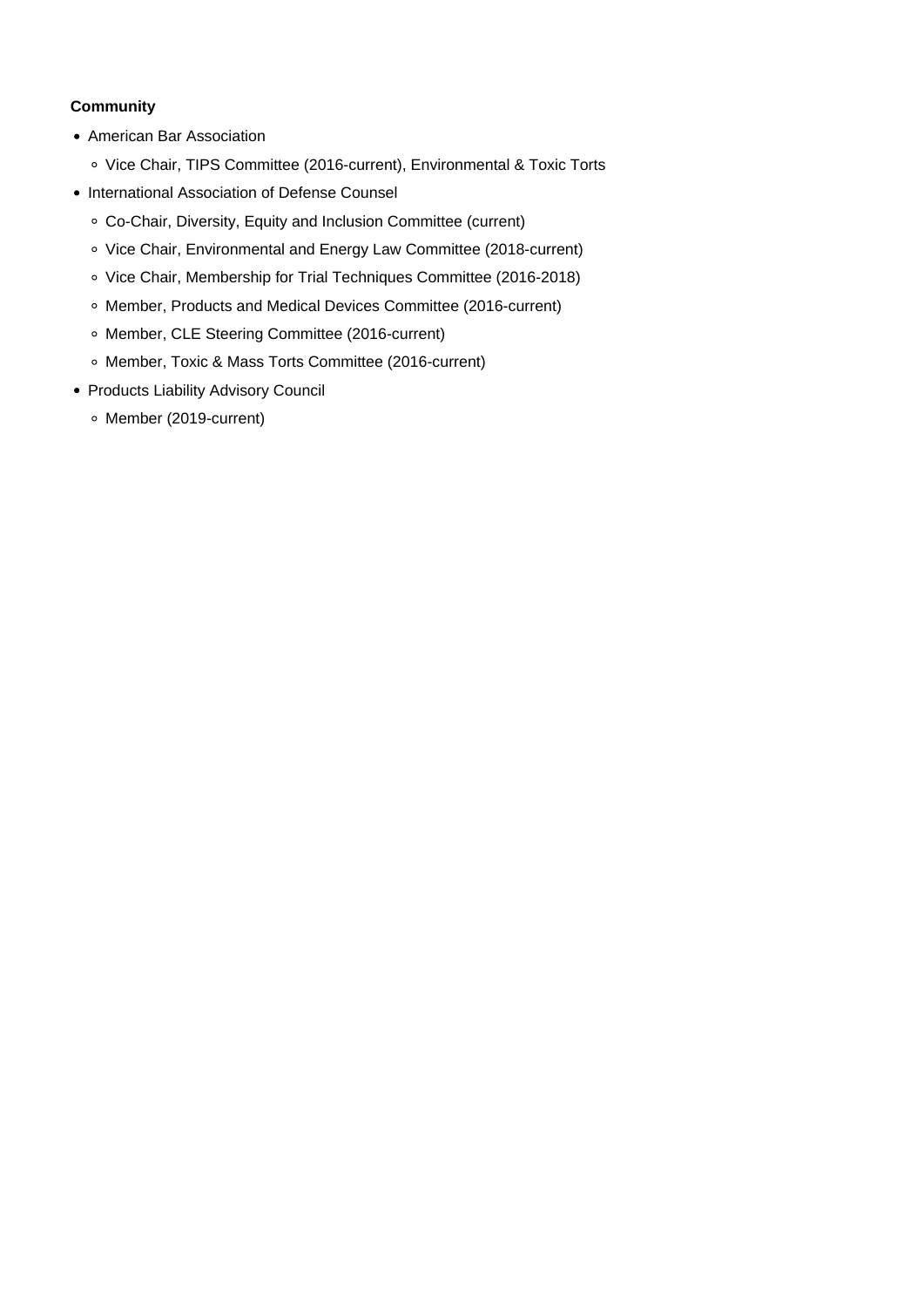**Community**

- American Bar Association
  - Vice Chair, TIPS Committee (2016-current), Environmental & Toxic Torts
- International Association of Defense Counsel
  - Co-Chair, Diversity, Equity and Inclusion Committee (current)
  - Vice Chair, Environmental and Energy Law Committee (2018-current)
  - Vice Chair, Membership for Trial Techniques Committee (2016-2018)
  - Member, Products and Medical Devices Committee (2016-current)
  - Member, CLE Steering Committee (2016-current)
  - Member, Toxic & Mass Torts Committee (2016-current)
- Products Liability Advisory Council
  - Member (2019-current)